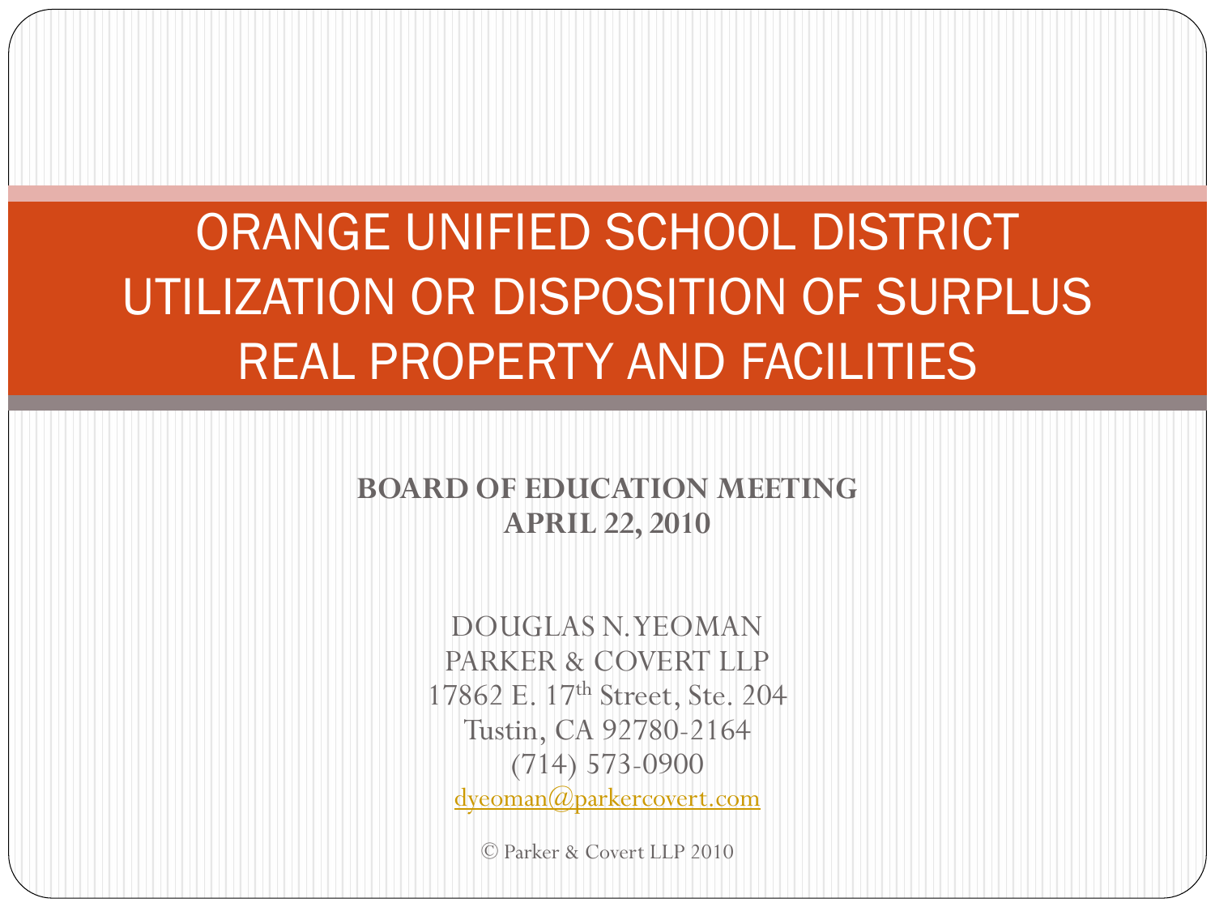# ORANGE UNIFIED SCHOOL DISTRICT UTILIZATION OR DISPOSITION OF SURPLUS REAL PROPERTY AND FACILITIES

**BOARD OF EDUCATION MEETING**
**APRIL 22, 2010**

DOUGLAS N. YEOMAN
PARKER & COVERT LLP
17862 E. 17th Street, Ste. 204
Tustin, CA 92780-2164
(714) 573-0900
dyeoman@parkercovert.com

© Parker & Covert LLP 2010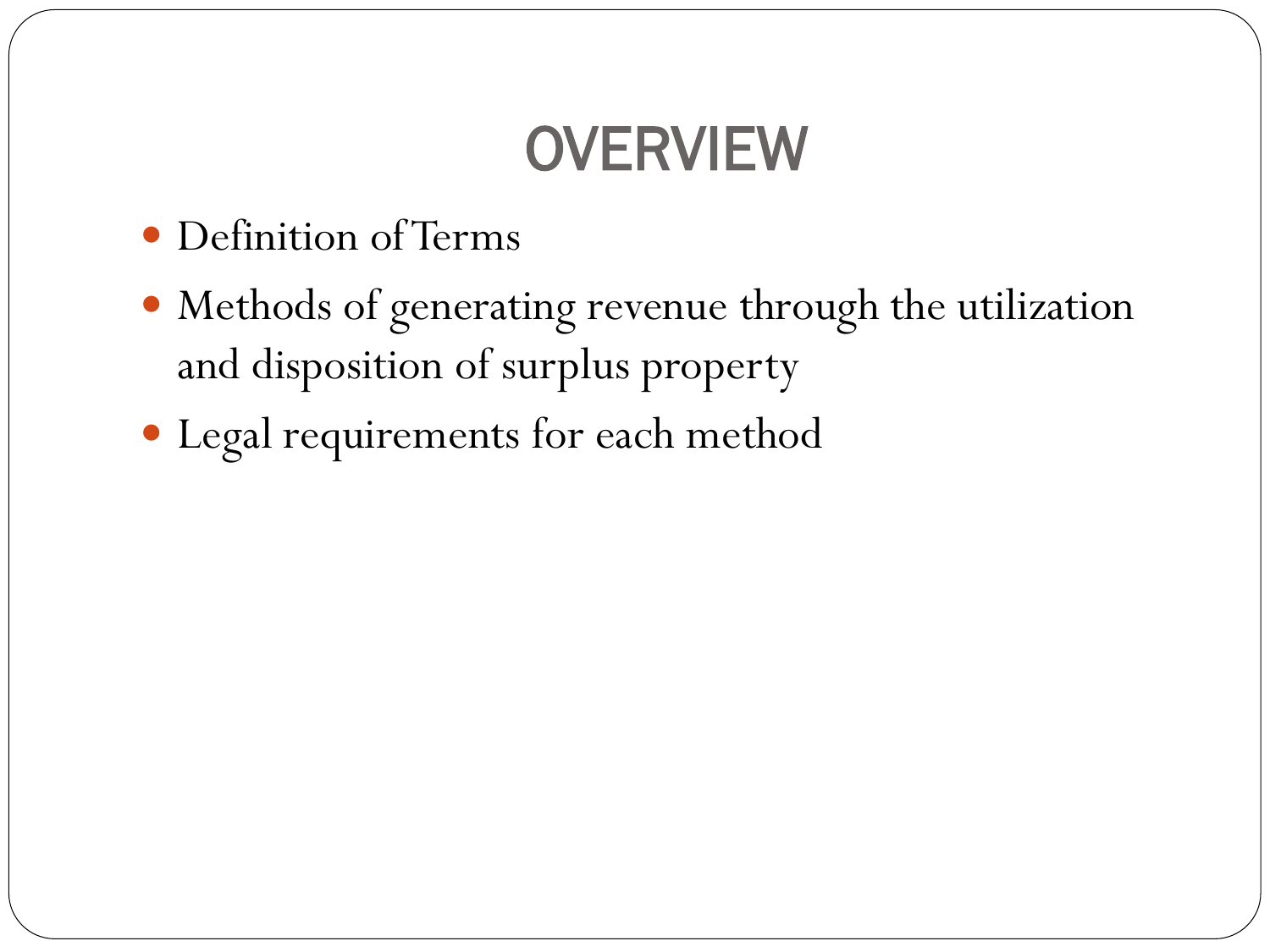# OVERVIEW

- Definition of Terms
- Methods of generating revenue through the utilization and disposition of surplus property
- Legal requirements for each method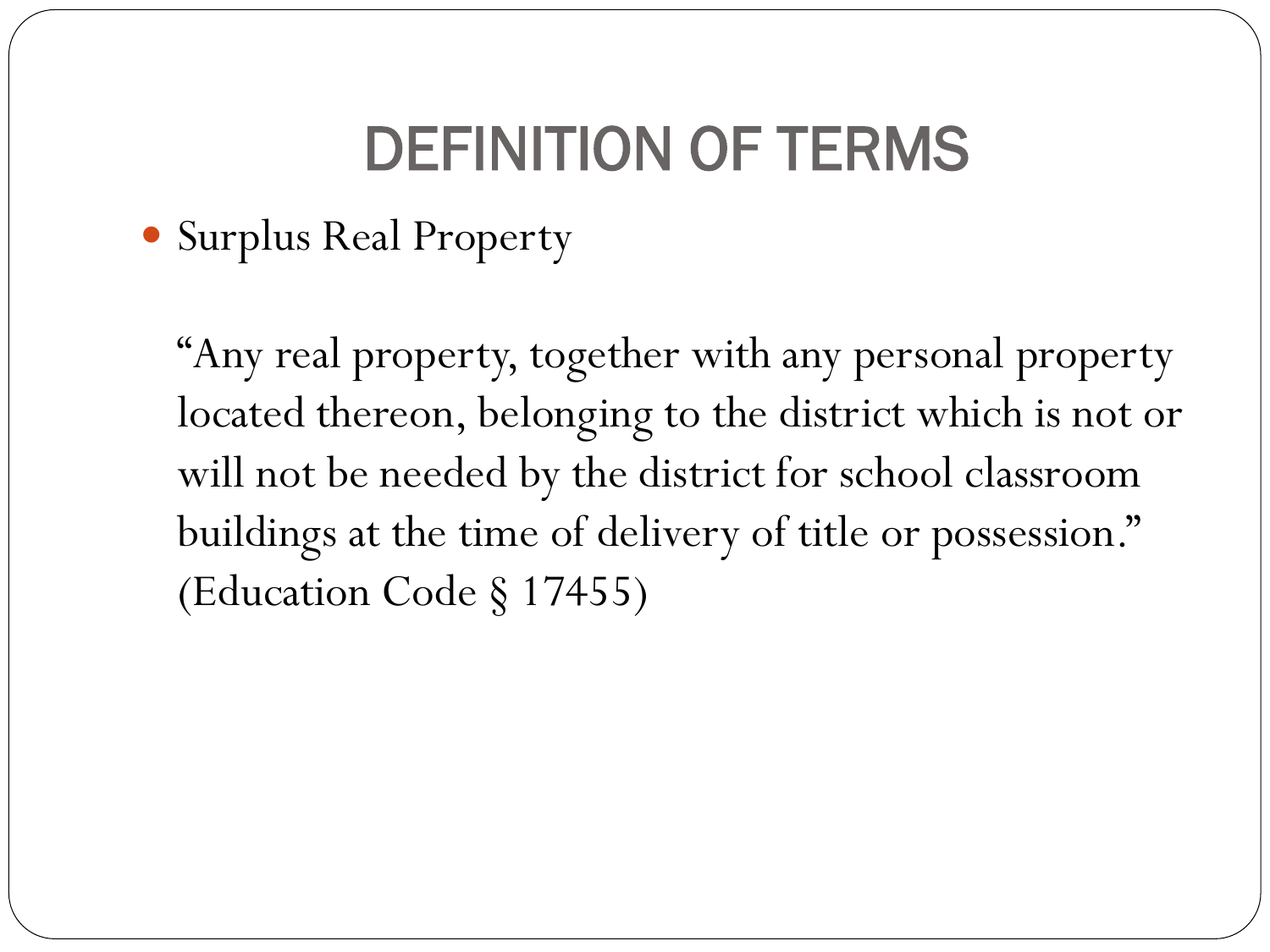# DEFINITION OF TERMS

- Surplus Real Property

  "Any real property, together with any personal property located thereon, belonging to the district which is not or will not be needed by the district for school classroom buildings at the time of delivery of title or possession." (Education Code § 17455)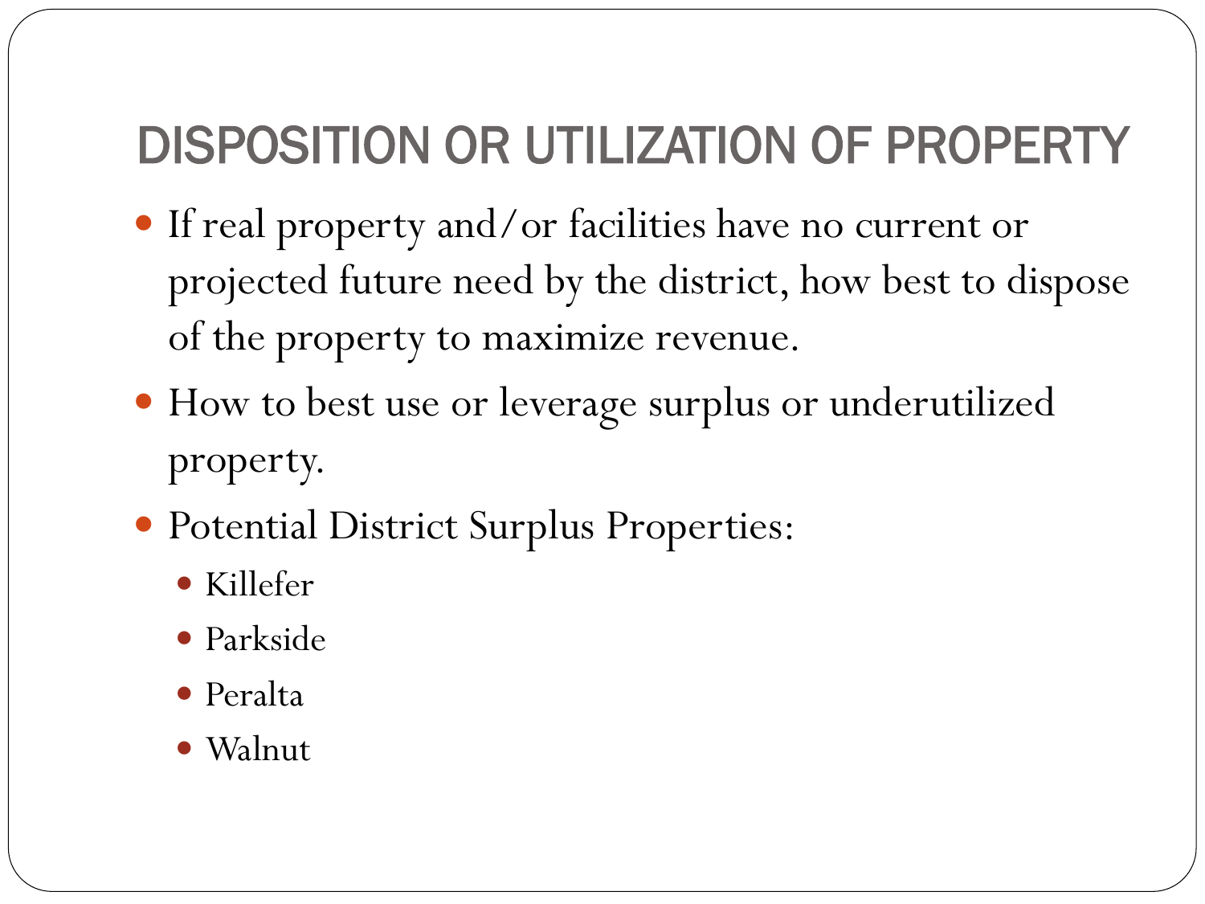# DISPOSITION OR UTILIZATION OF PROPERTY

- If real property and/or facilities have no current or projected future need by the district, how best to dispose of the property to maximize revenue.
- How to best use or leverage surplus or underutilized property.
- Potential District Surplus Properties:
  - Killefer
  - Parkside
  - Peralta
  - Walnut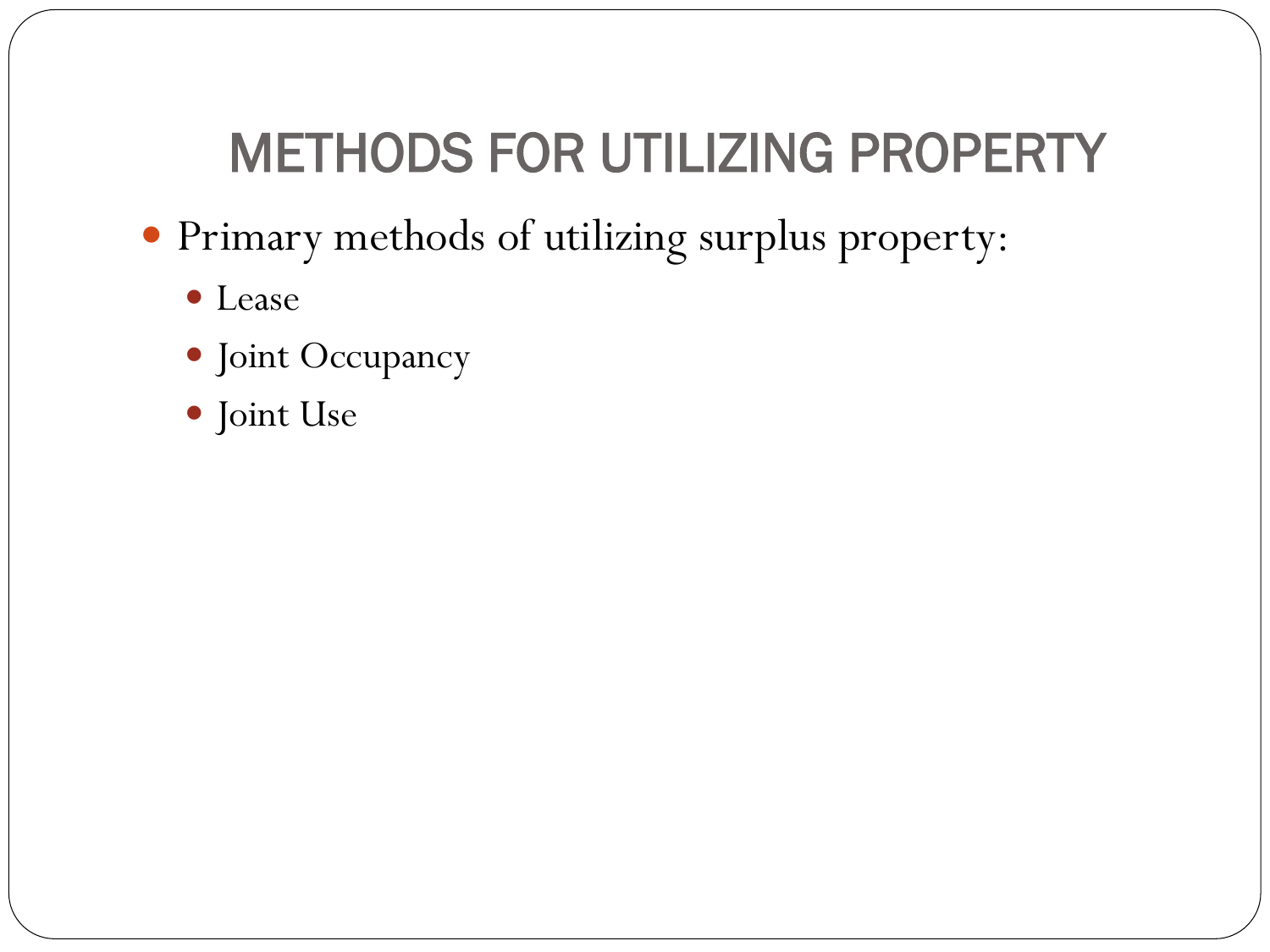# METHODS FOR UTILIZING PROPERTY

- Primary methods of utilizing surplus property:
  - Lease
  - Joint Occupancy
  - Joint Use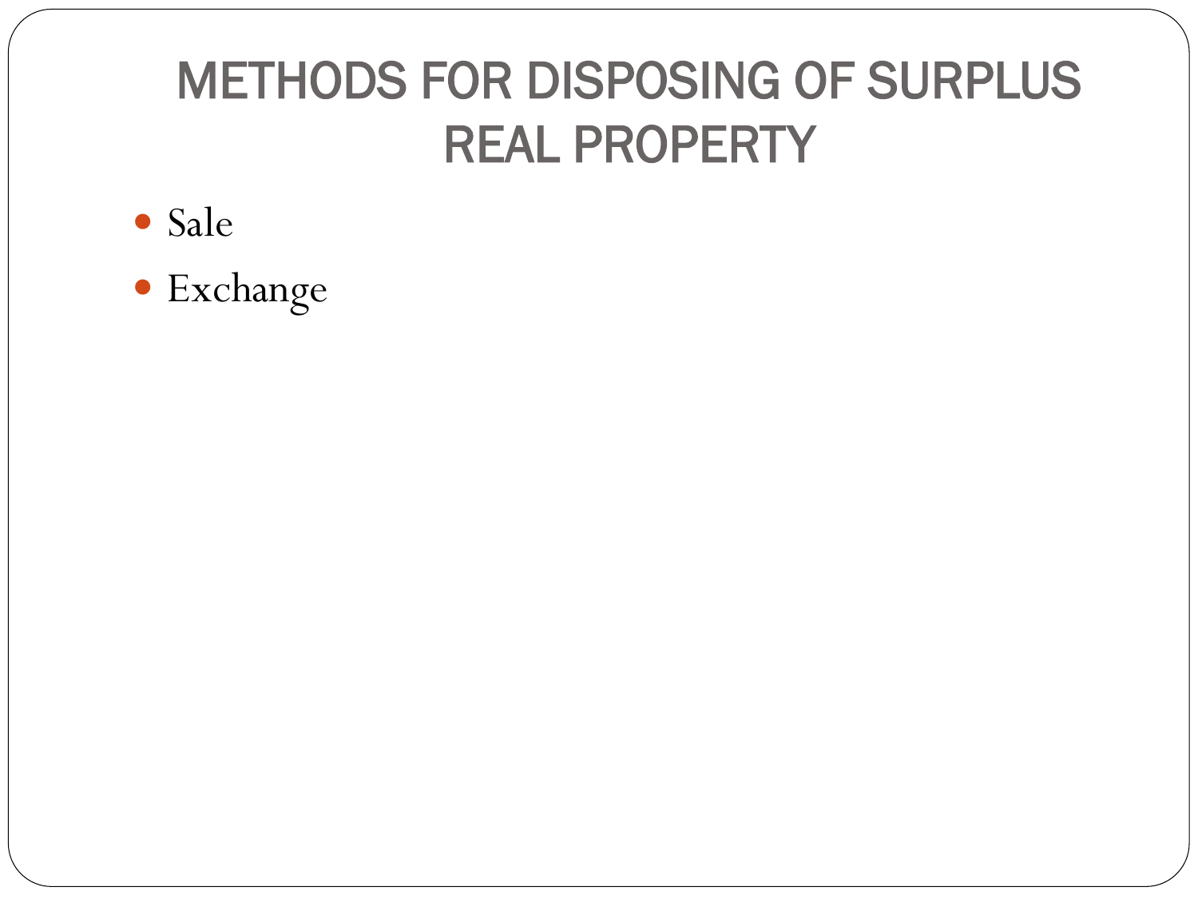# METHODS FOR DISPOSING OF SURPLUS REAL PROPERTY

- Sale
- Exchange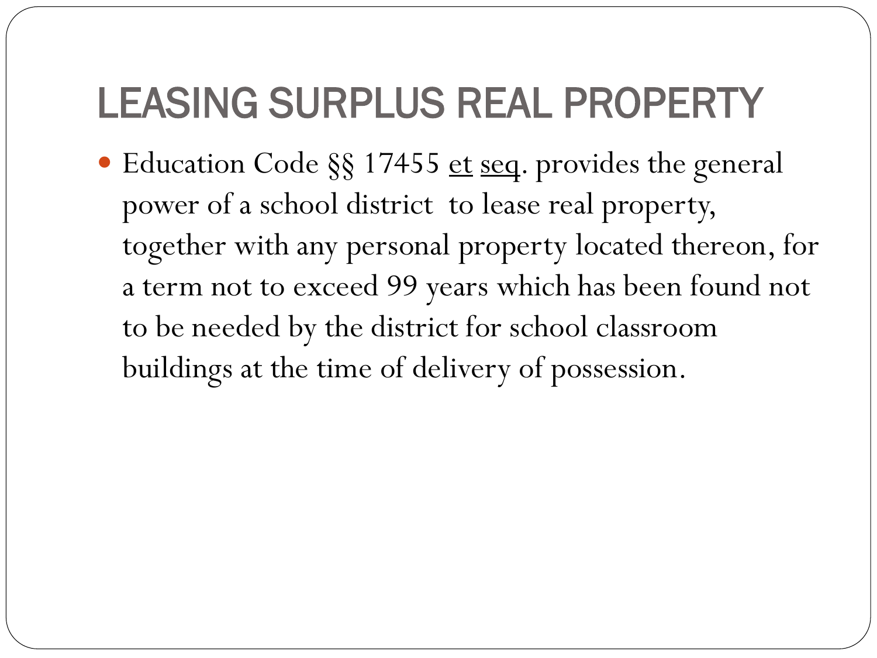# LEASING SURPLUS REAL PROPERTY

- Education Code §§ 17455 et seq. provides the general power of a school district to lease real property, together with any personal property located thereon, for a term not to exceed 99 years which has been found not to be needed by the district for school classroom buildings at the time of delivery of possession.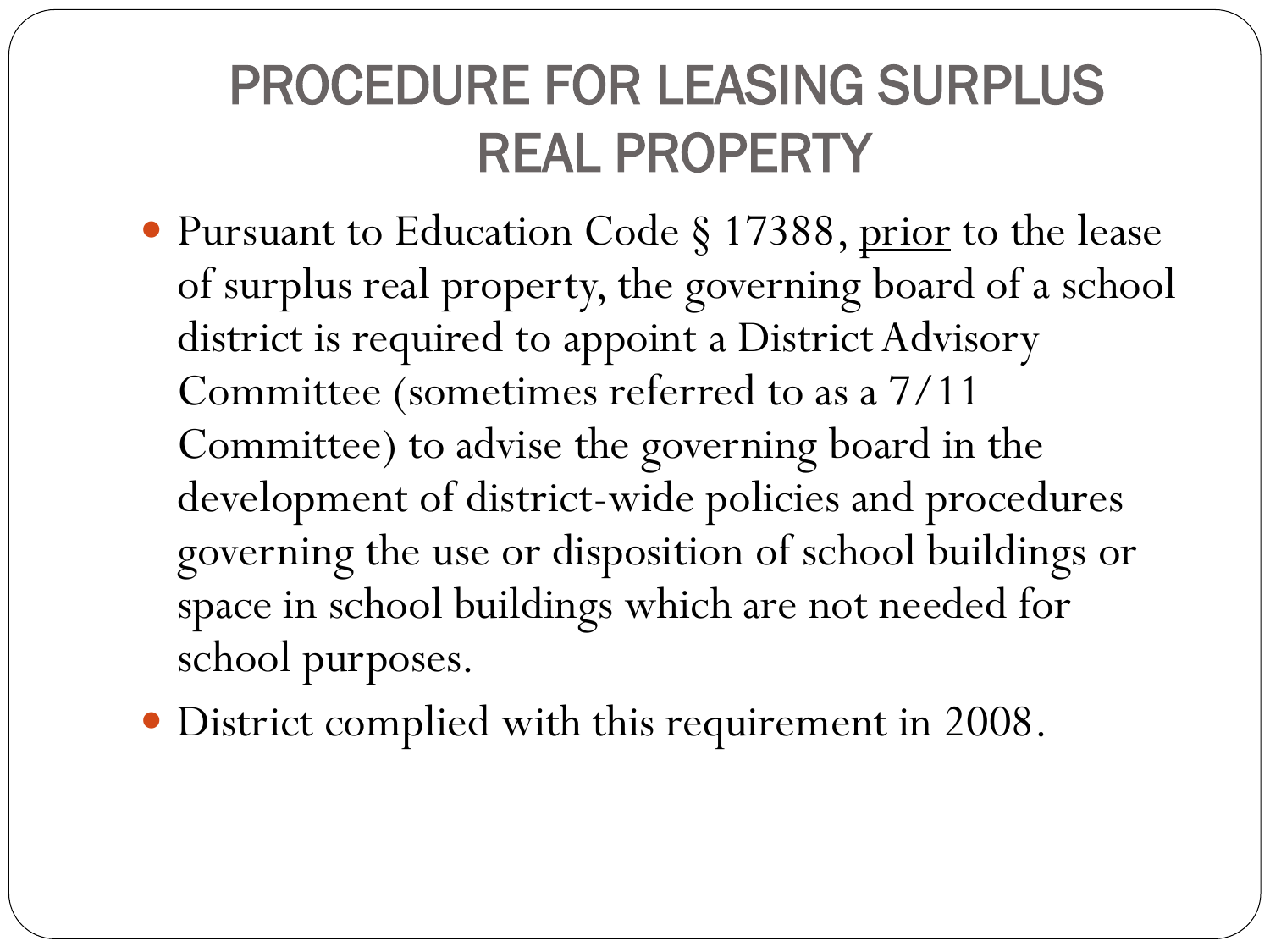# PROCEDURE FOR LEASING SURPLUS REAL PROPERTY

- Pursuant to Education Code § 17388, <u>prior</u> to the lease of surplus real property, the governing board of a school district is required to appoint a District Advisory Committee (sometimes referred to as a 7/11 Committee) to advise the governing board in the development of district-wide policies and procedures governing the use or disposition of school buildings or space in school buildings which are not needed for school purposes.
- District complied with this requirement in 2008.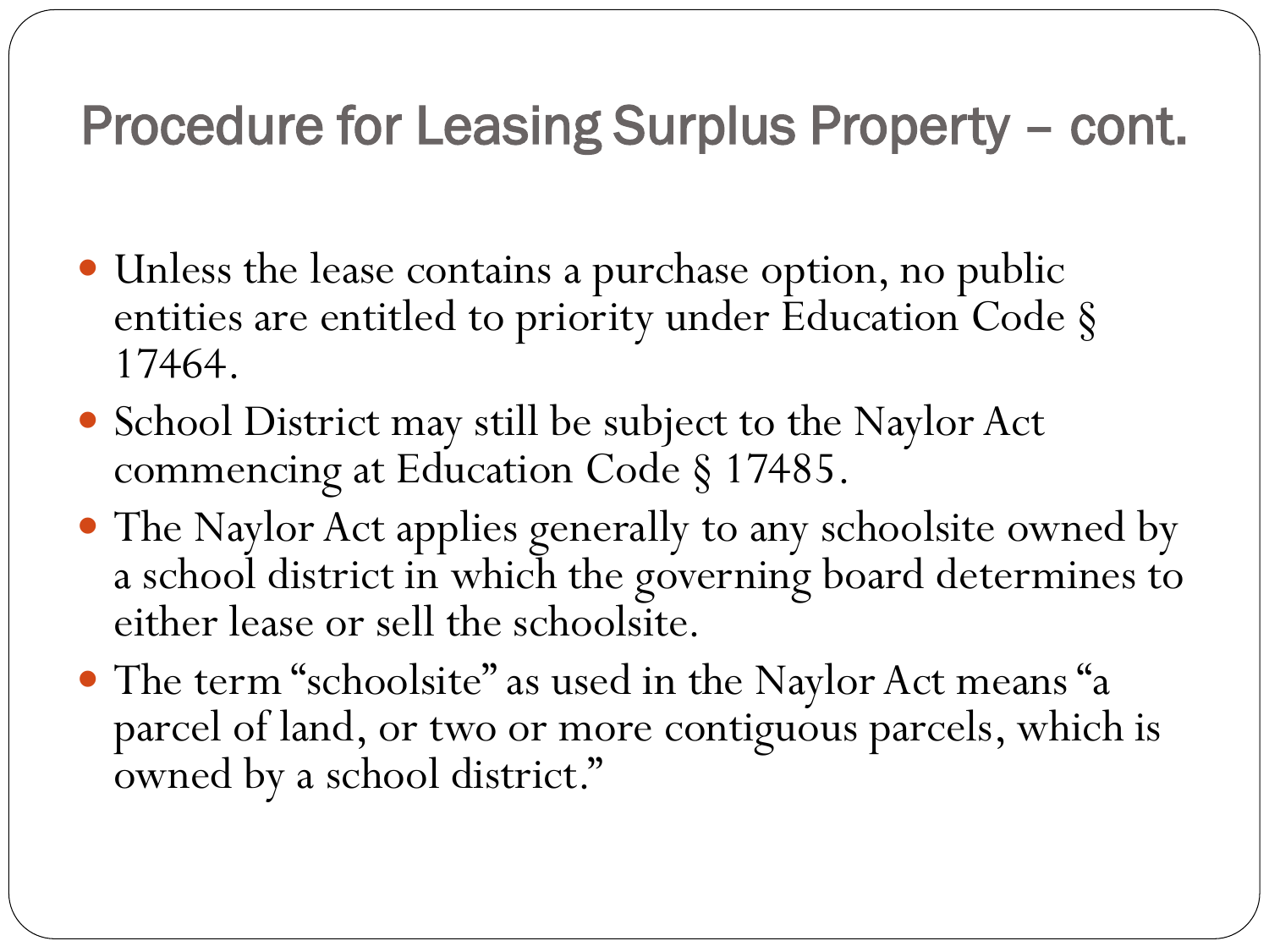# Procedure for Leasing Surplus Property – cont.

- Unless the lease contains a purchase option, no public entities are entitled to priority under Education Code § 17464.
- School District may still be subject to the Naylor Act commencing at Education Code § 17485.
- The Naylor Act applies generally to any schoolsite owned by a school district in which the governing board determines to either lease or sell the schoolsite.
- The term "schoolsite" as used in the Naylor Act means "a parcel of land, or two or more contiguous parcels, which is owned by a school district."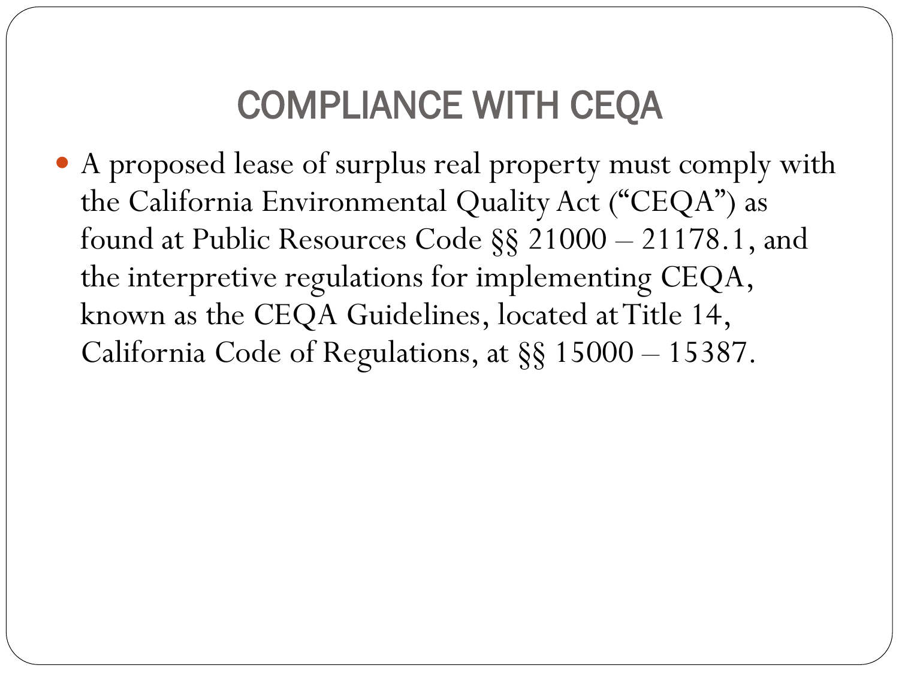# COMPLIANCE WITH CEQA

- A proposed lease of surplus real property must comply with the California Environmental Quality Act ("CEQA") as found at Public Resources Code §§ 21000 – 21178.1, and the interpretive regulations for implementing CEQA, known as the CEQA Guidelines, located at Title 14, California Code of Regulations, at §§ 15000 – 15387.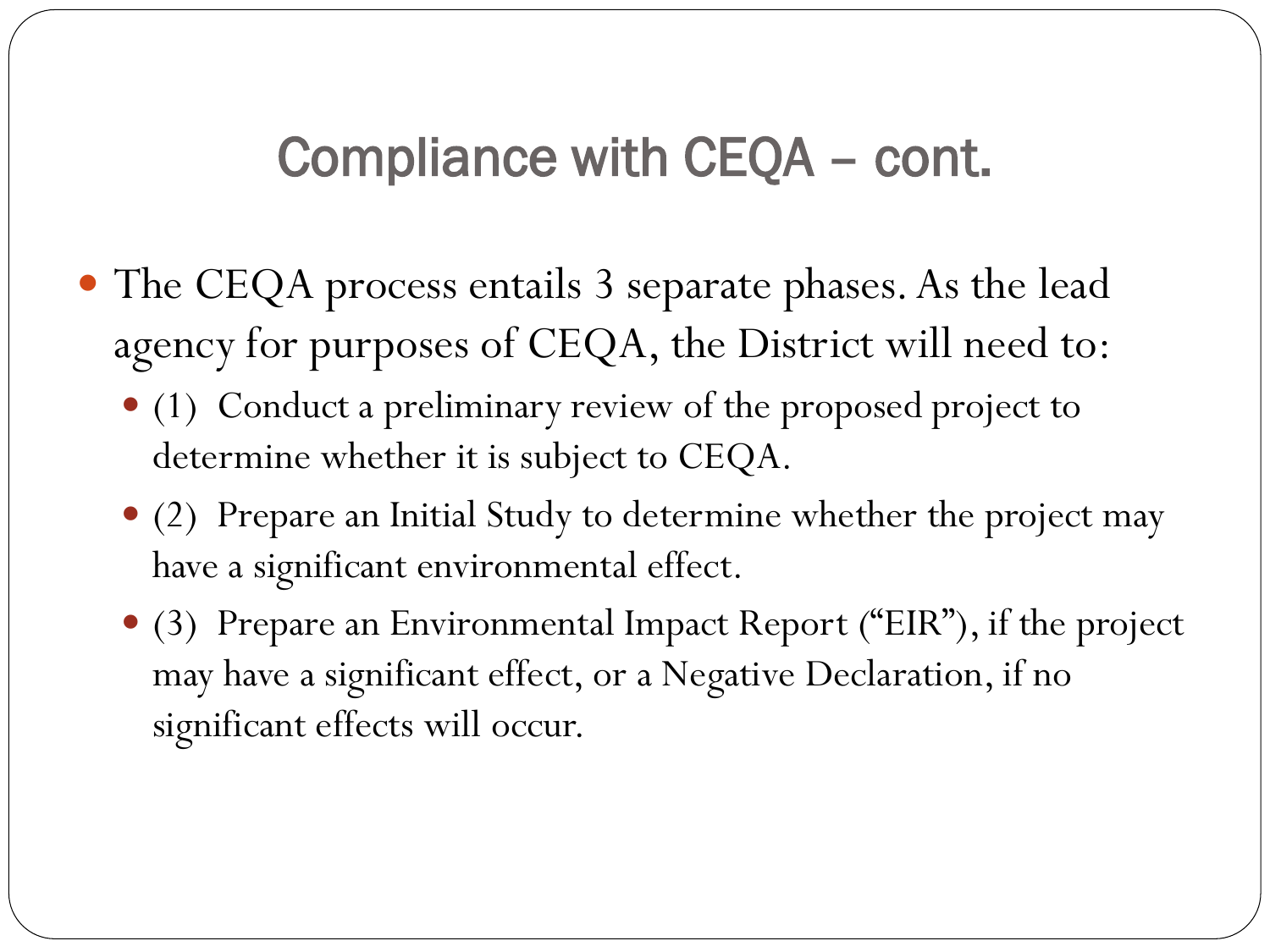# Compliance with CEQA – cont.

- The CEQA process entails 3 separate phases. As the lead agency for purposes of CEQA, the District will need to:
  - (1) Conduct a preliminary review of the proposed project to determine whether it is subject to CEQA.
  - (2) Prepare an Initial Study to determine whether the project may have a significant environmental effect.
  - (3) Prepare an Environmental Impact Report ("EIR"), if the project may have a significant effect, or a Negative Declaration, if no significant effects will occur.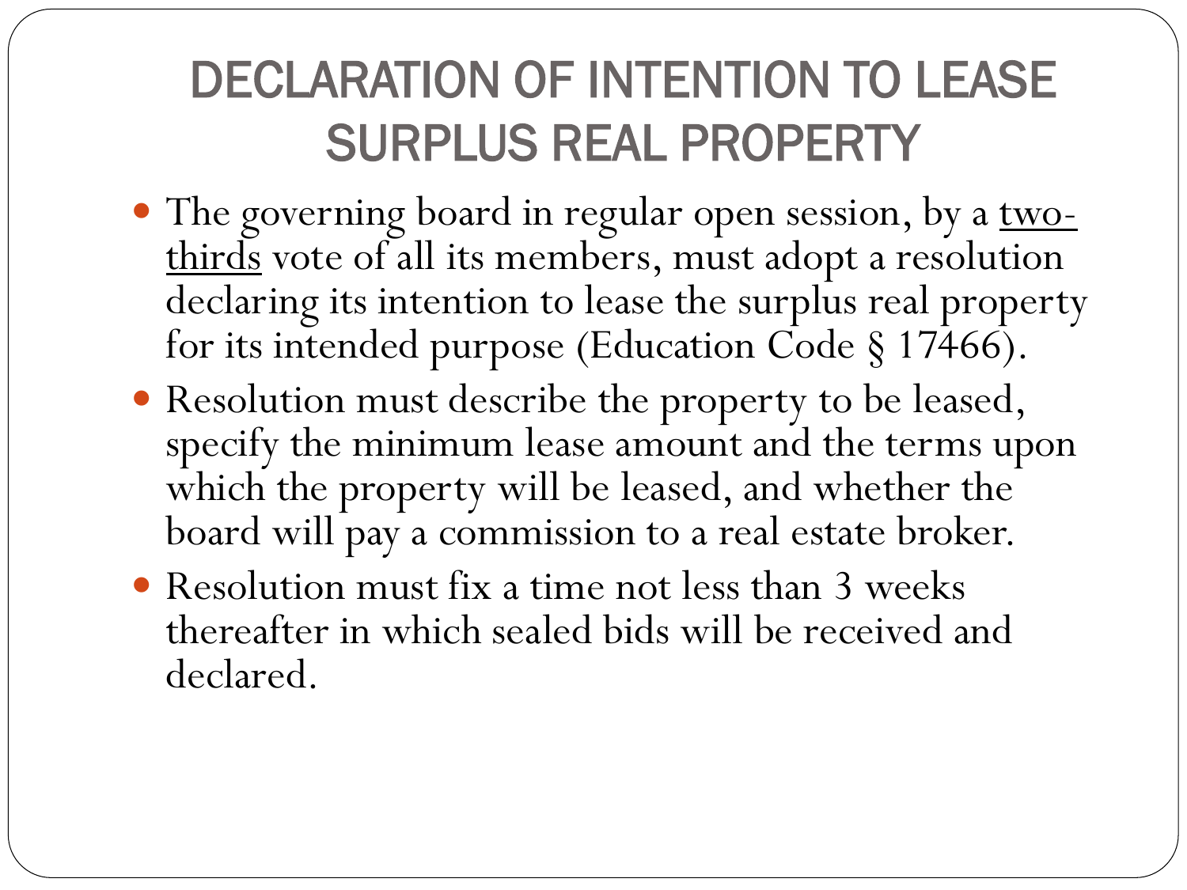# DECLARATION OF INTENTION TO LEASE SURPLUS REAL PROPERTY

- The governing board in regular open session, by a <u>two-thirds</u> vote of all its members, must adopt a resolution declaring its intention to lease the surplus real property for its intended purpose (Education Code § 17466).
- Resolution must describe the property to be leased, specify the minimum lease amount and the terms upon which the property will be leased, and whether the board will pay a commission to a real estate broker.
- Resolution must fix a time not less than 3 weeks thereafter in which sealed bids will be received and declared.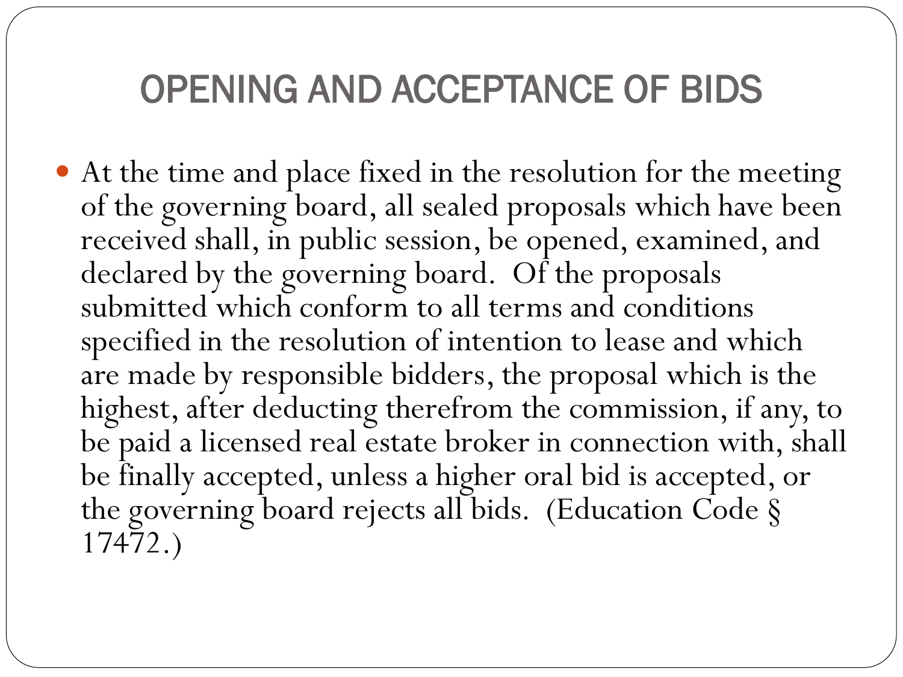# OPENING AND ACCEPTANCE OF BIDS

- At the time and place fixed in the resolution for the meeting of the governing board, all sealed proposals which have been received shall, in public session, be opened, examined, and declared by the governing board. Of the proposals submitted which conform to all terms and conditions specified in the resolution of intention to lease and which are made by responsible bidders, the proposal which is the highest, after deducting therefrom the commission, if any, to be paid a licensed real estate broker in connection with, shall be finally accepted, unless a higher oral bid is accepted, or the governing board rejects all bids. (Education Code § 17472.)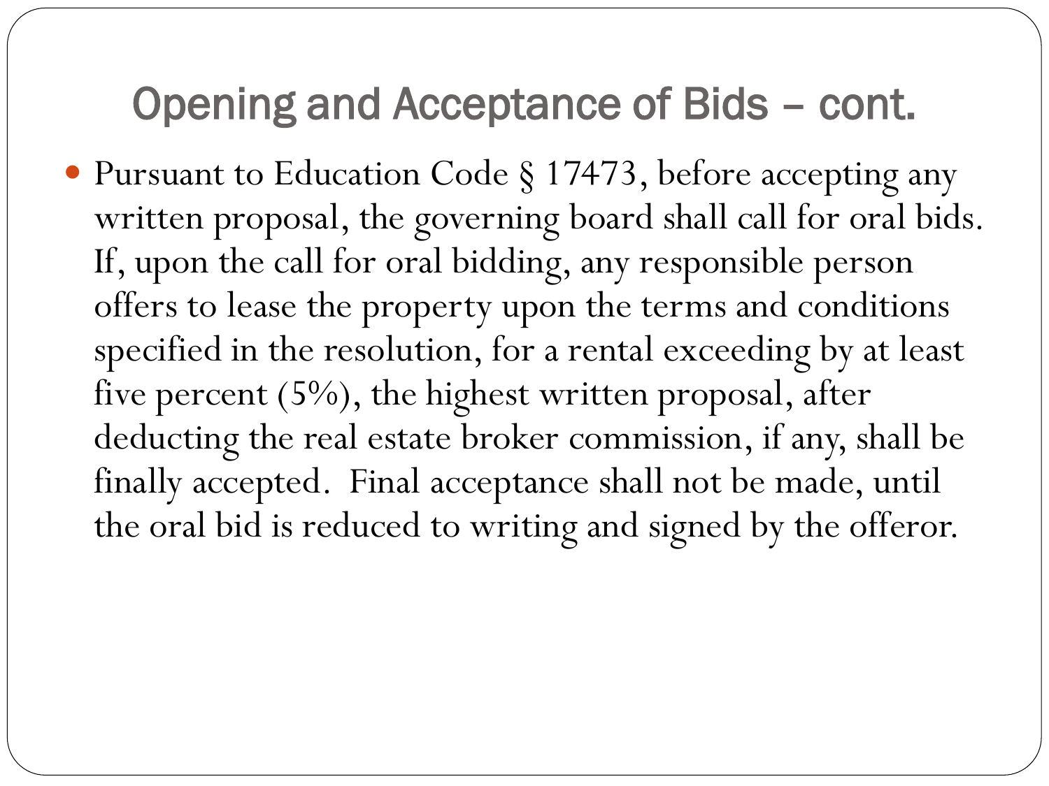# Opening and Acceptance of Bids – cont.

- Pursuant to Education Code § 17473, before accepting any written proposal, the governing board shall call for oral bids. If, upon the call for oral bidding, any responsible person offers to lease the property upon the terms and conditions specified in the resolution, for a rental exceeding by at least five percent (5%), the highest written proposal, after deducting the real estate broker commission, if any, shall be finally accepted. Final acceptance shall not be made, until the oral bid is reduced to writing and signed by the offeror.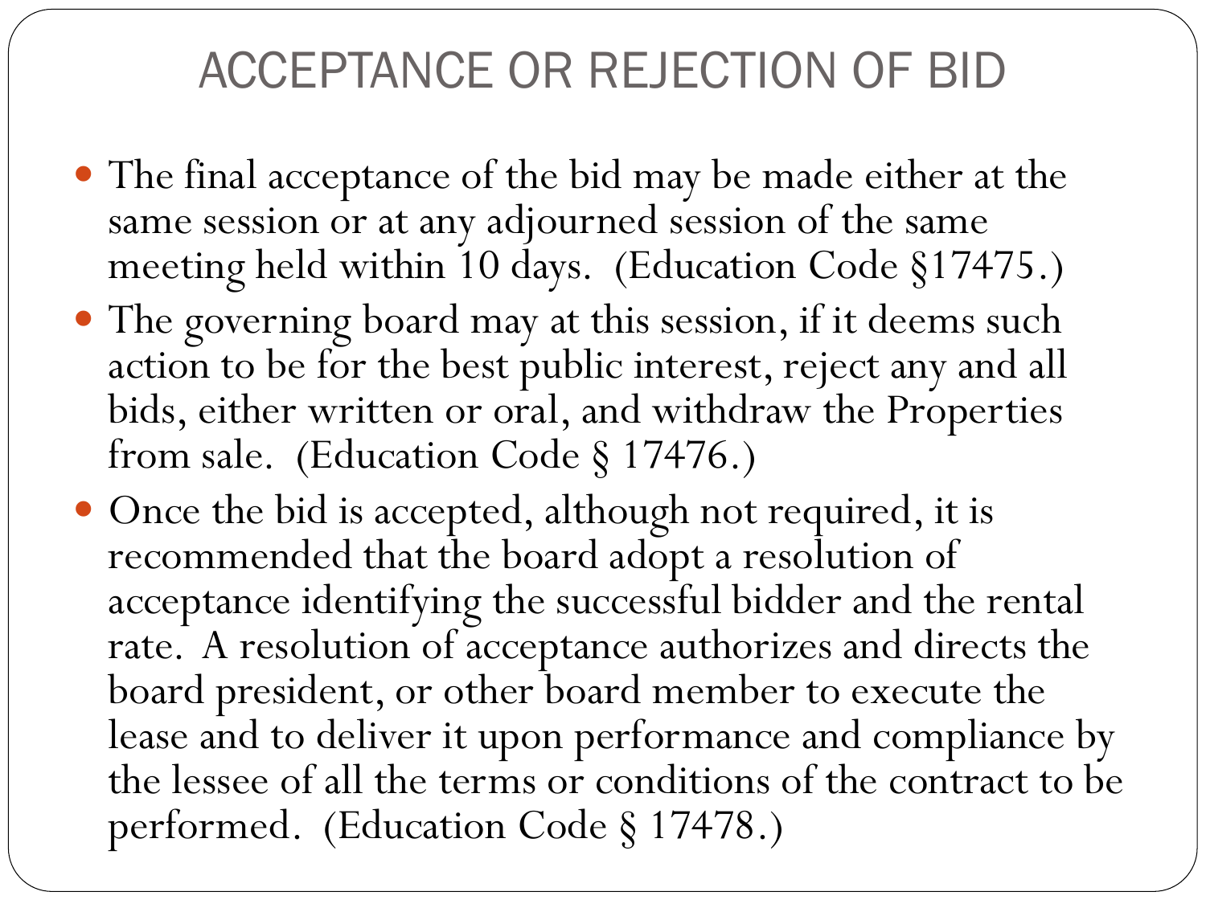# ACCEPTANCE OR REJECTION OF BID

- The final acceptance of the bid may be made either at the same session or at any adjourned session of the same meeting held within 10 days. (Education Code §17475.)
- The governing board may at this session, if it deems such action to be for the best public interest, reject any and all bids, either written or oral, and withdraw the Properties from sale. (Education Code § 17476.)
- Once the bid is accepted, although not required, it is recommended that the board adopt a resolution of acceptance identifying the successful bidder and the rental rate. A resolution of acceptance authorizes and directs the board president, or other board member to execute the lease and to deliver it upon performance and compliance by the lessee of all the terms or conditions of the contract to be performed. (Education Code § 17478.)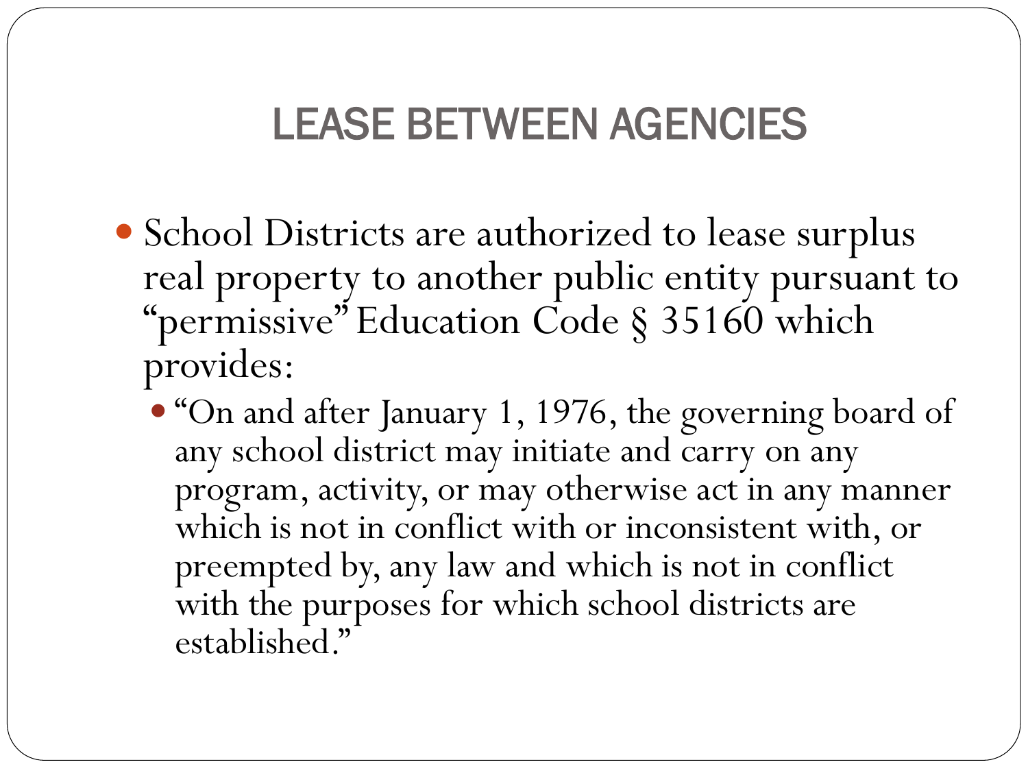# LEASE BETWEEN AGENCIES

- School Districts are authorized to lease surplus real property to another public entity pursuant to "permissive" Education Code § 35160 which provides:
  - "On and after January 1, 1976, the governing board of any school district may initiate and carry on any program, activity, or may otherwise act in any manner which is not in conflict with or inconsistent with, or preempted by, any law and which is not in conflict with the purposes for which school districts are established."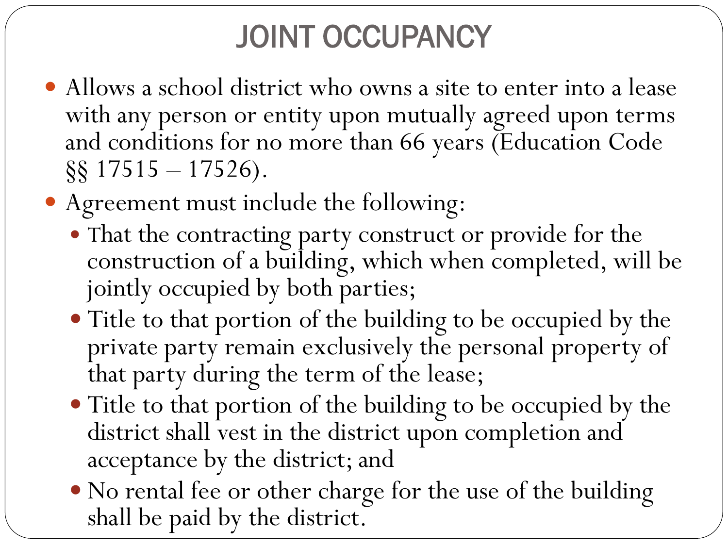# JOINT OCCUPANCY

- Allows a school district who owns a site to enter into a lease with any person or entity upon mutually agreed upon terms and conditions for no more than 66 years (Education Code §§ 17515 – 17526).
- Agreement must include the following:
  - That the contracting party construct or provide for the construction of a building, which when completed, will be jointly occupied by both parties;
  - Title to that portion of the building to be occupied by the private party remain exclusively the personal property of that party during the term of the lease;
  - Title to that portion of the building to be occupied by the district shall vest in the district upon completion and acceptance by the district; and
  - No rental fee or other charge for the use of the building shall be paid by the district.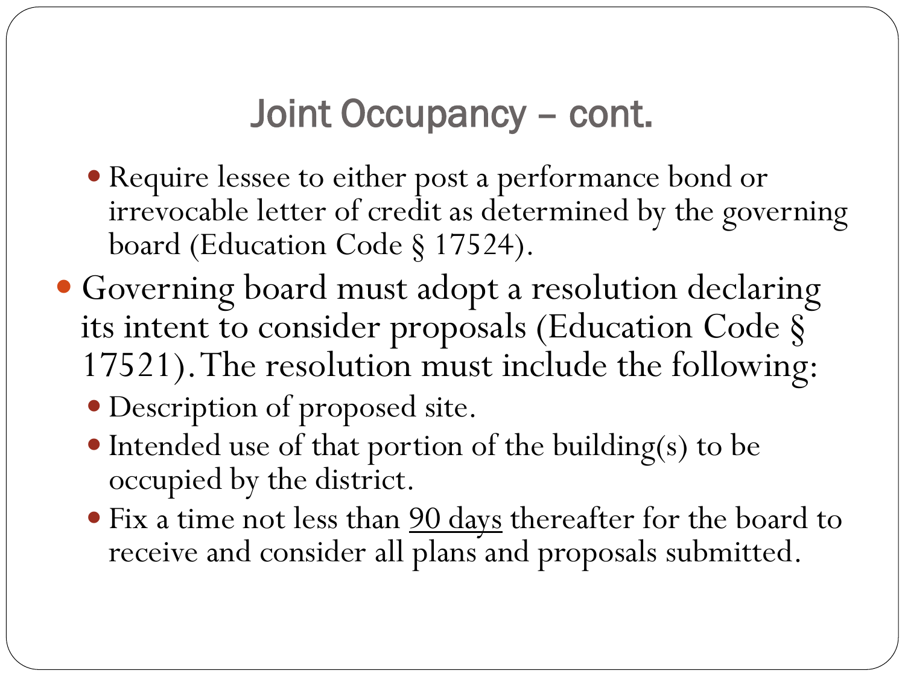# Joint Occupancy – cont.

  - Require lessee to either post a performance bond or irrevocable letter of credit as determined by the governing board (Education Code § 17524).
- Governing board must adopt a resolution declaring its intent to consider proposals (Education Code § 17521). The resolution must include the following:
  - Description of proposed site.
  - Intended use of that portion of the building(s) to be occupied by the district.
  - Fix a time not less than <u>90 days</u> thereafter for the board to receive and consider all plans and proposals submitted.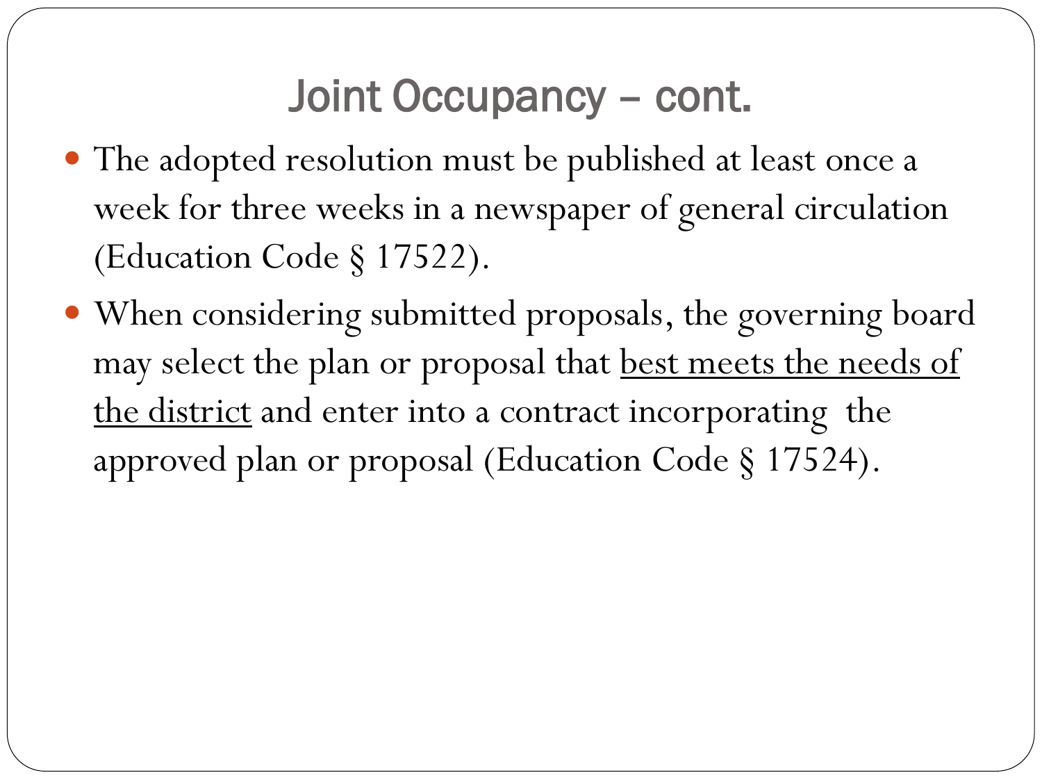# Joint Occupancy – cont.

- The adopted resolution must be published at least once a week for three weeks in a newspaper of general circulation (Education Code § 17522).
- When considering submitted proposals, the governing board may select the plan or proposal that <u>best meets the needs of the district</u> and enter into a contract incorporating the approved plan or proposal (Education Code § 17524).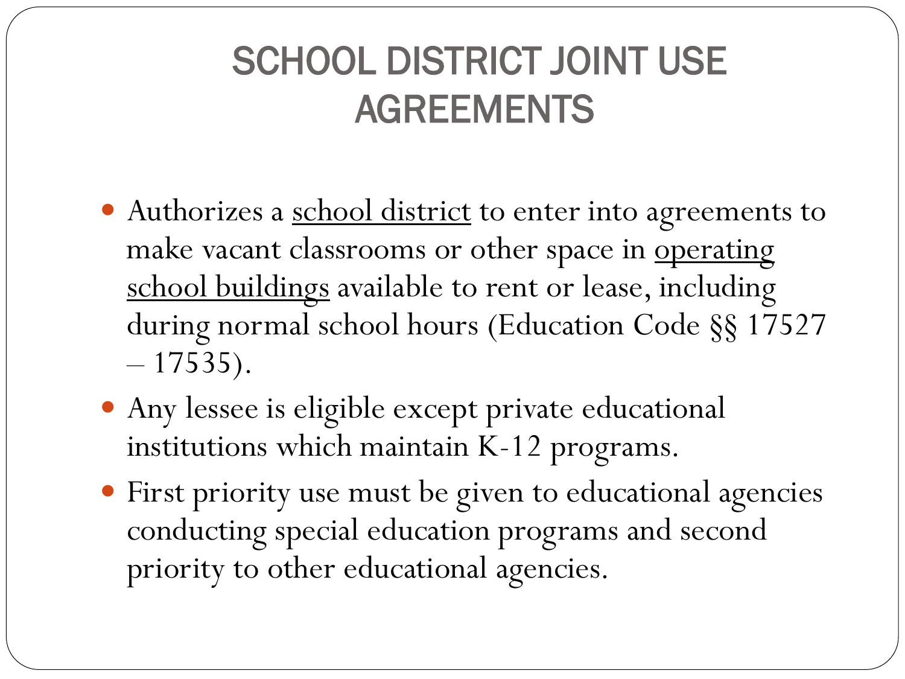# SCHOOL DISTRICT JOINT USE AGREEMENTS

- Authorizes a <u>school district</u> to enter into agreements to make vacant classrooms or other space in <u>operating school buildings</u> available to rent or lease, including during normal school hours (Education Code §§ 17527 – 17535).
- Any lessee is eligible except private educational institutions which maintain K-12 programs.
- First priority use must be given to educational agencies conducting special education programs and second priority to other educational agencies.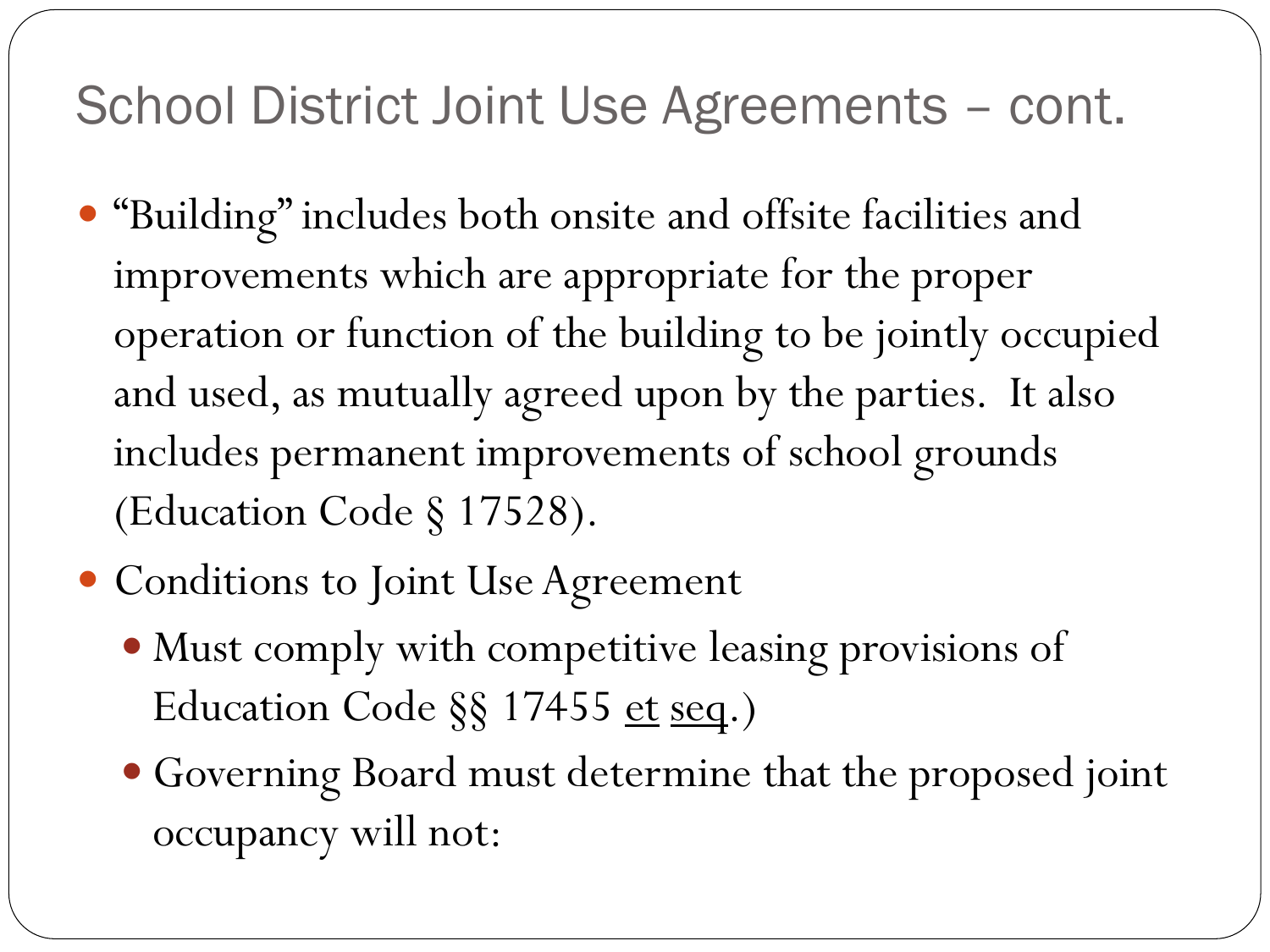# School District Joint Use Agreements – cont.

- "Building" includes both onsite and offsite facilities and improvements which are appropriate for the proper operation or function of the building to be jointly occupied and used, as mutually agreed upon by the parties. It also includes permanent improvements of school grounds (Education Code § 17528).
- Conditions to Joint Use Agreement
  - Must comply with competitive leasing provisions of Education Code §§ 17455 et seq.)
  - Governing Board must determine that the proposed joint occupancy will not: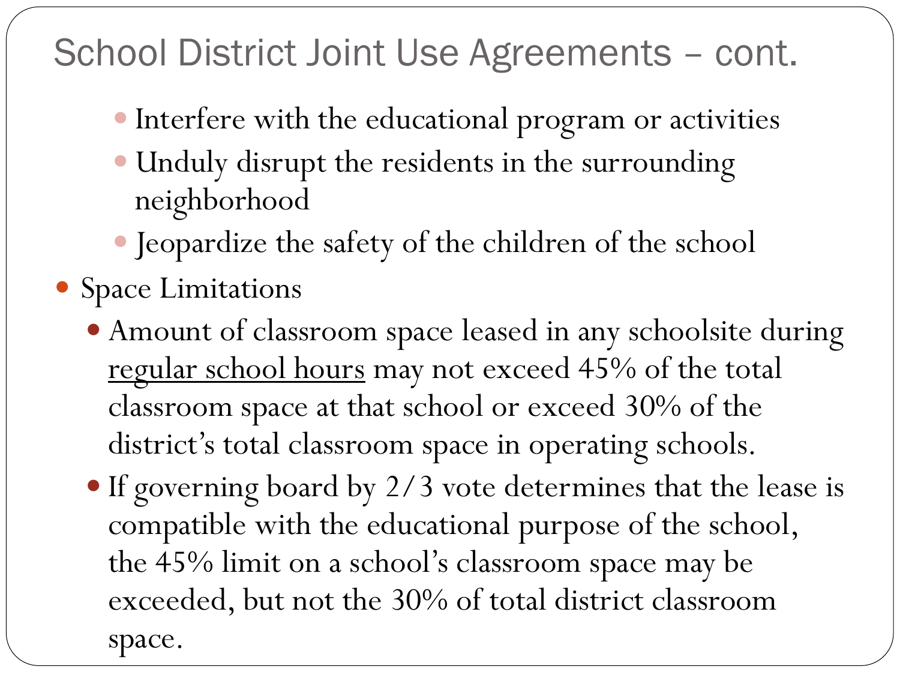# School District Joint Use Agreements – cont.

    - Interfere with the educational program or activities
    - Unduly disrupt the residents in the surrounding neighborhood
    - Jeopardize the safety of the children of the school

- Space Limitations
  - Amount of classroom space leased in any schoolsite during <u>regular school hours</u> may not exceed 45% of the total classroom space at that school or exceed 30% of the district's total classroom space in operating schools.
  - If governing board by 2/3 vote determines that the lease is compatible with the educational purpose of the school, the 45% limit on a school's classroom space may be exceeded, but not the 30% of total district classroom space.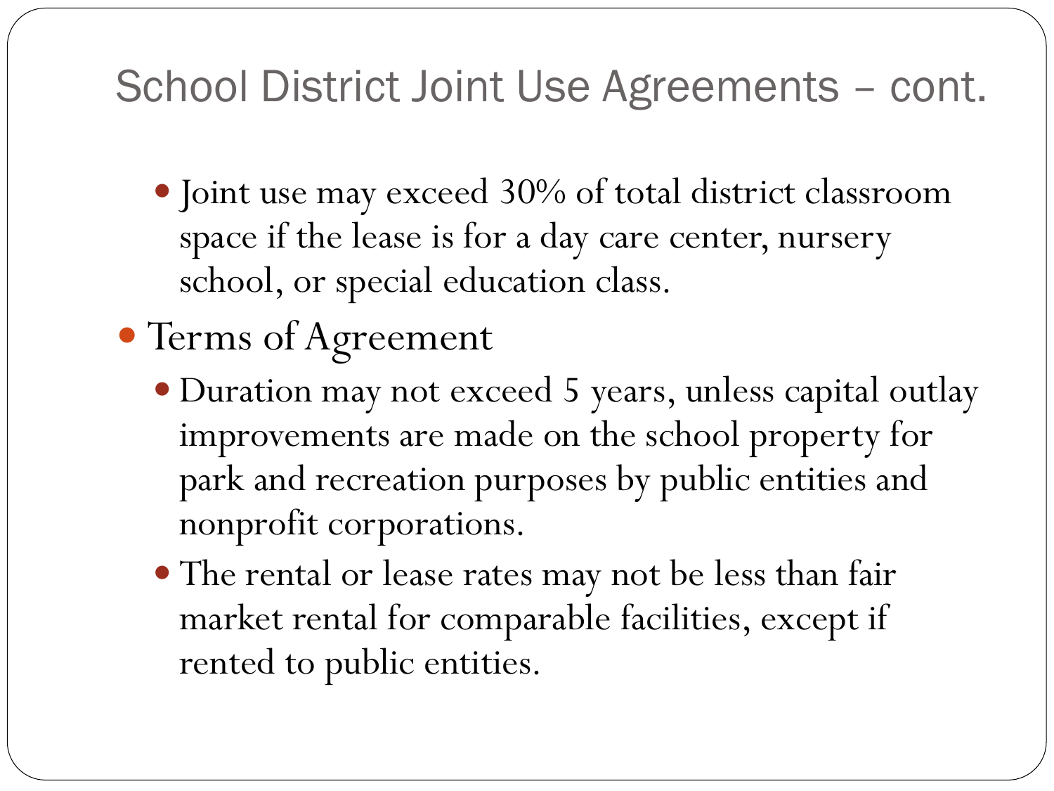# School District Joint Use Agreements – cont.

  - Joint use may exceed 30% of total district classroom space if the lease is for a day care center, nursery school, or special education class.
- Terms of Agreement
  - Duration may not exceed 5 years, unless capital outlay improvements are made on the school property for park and recreation purposes by public entities and nonprofit corporations.
  - The rental or lease rates may not be less than fair market rental for comparable facilities, except if rented to public entities.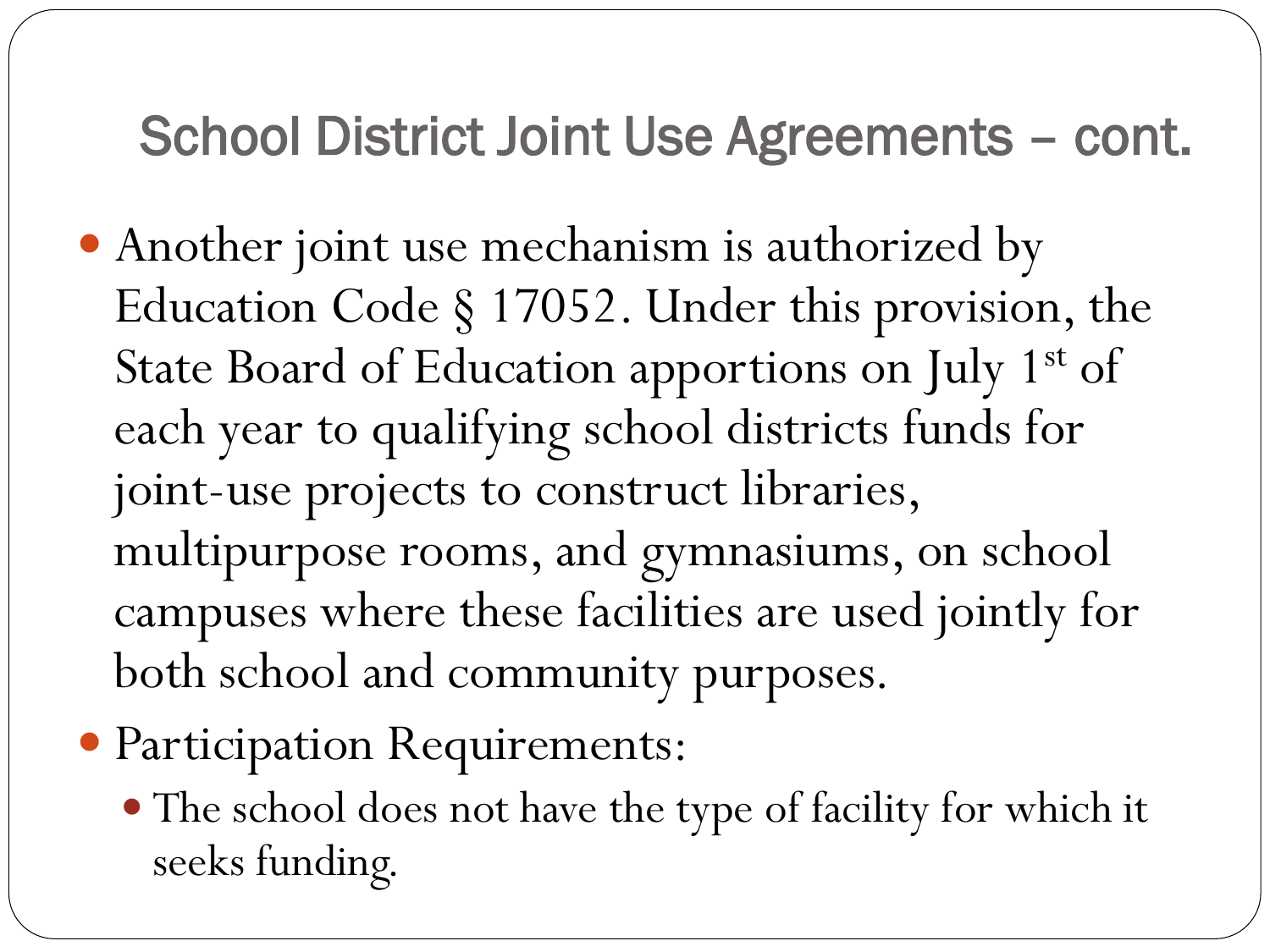## School District Joint Use Agreements – cont.

- Another joint use mechanism is authorized by Education Code § 17052. Under this provision, the State Board of Education apportions on July 1st of each year to qualifying school districts funds for joint-use projects to construct libraries, multipurpose rooms, and gymnasiums, on school campuses where these facilities are used jointly for both school and community purposes.
- Participation Requirements:
  - The school does not have the type of facility for which it seeks funding.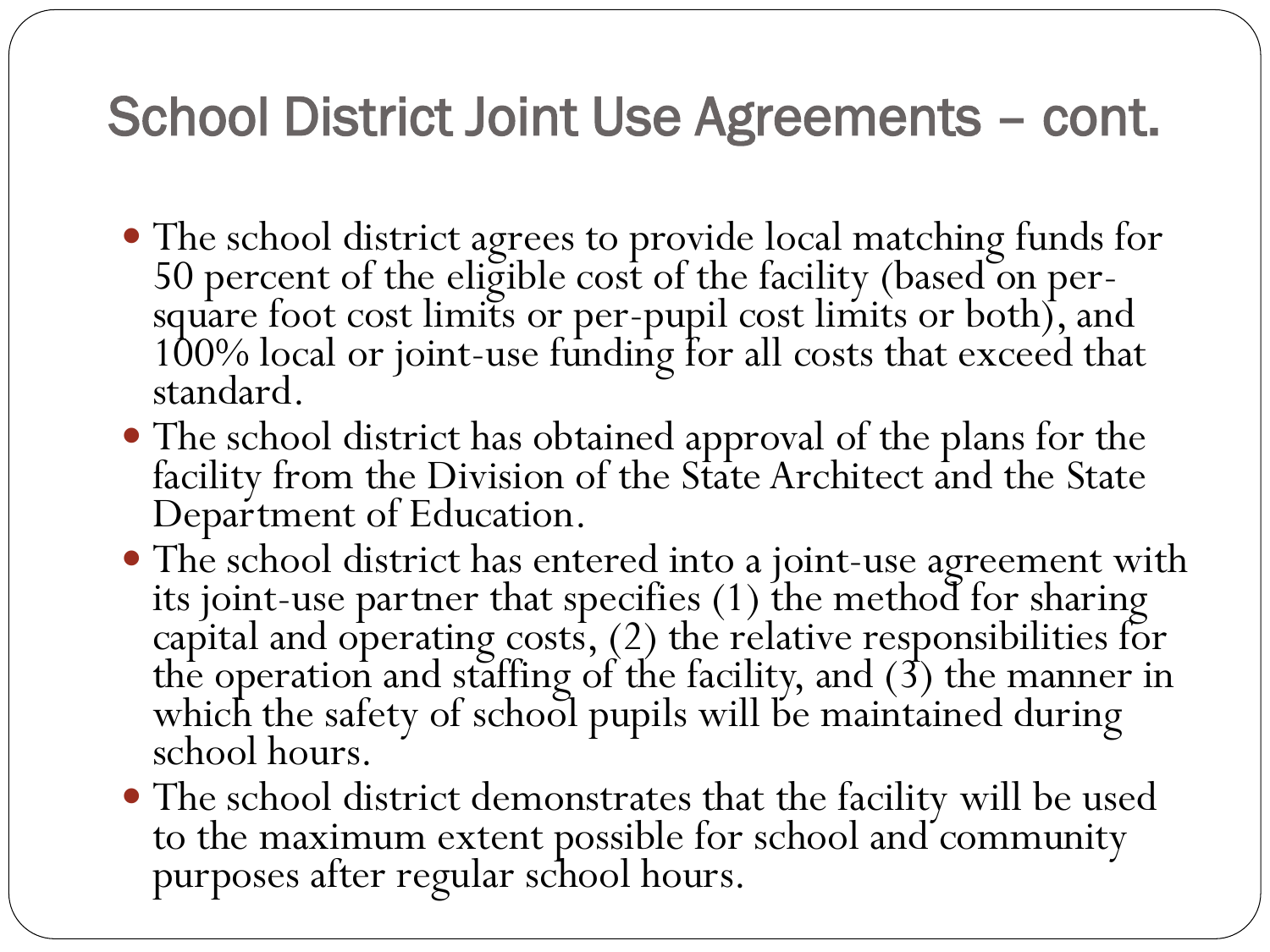# School District Joint Use Agreements – cont.

- The school district agrees to provide local matching funds for 50 percent of the eligible cost of the facility (based on per-square foot cost limits or per-pupil cost limits or both), and 100% local or joint-use funding for all costs that exceed that standard.
- The school district has obtained approval of the plans for the facility from the Division of the State Architect and the State Department of Education.
- The school district has entered into a joint-use agreement with its joint-use partner that specifies (1) the method for sharing capital and operating costs, (2) the relative responsibilities for the operation and staffing of the facility, and (3) the manner in which the safety of school pupils will be maintained during school hours.
- The school district demonstrates that the facility will be used to the maximum extent possible for school and community purposes after regular school hours.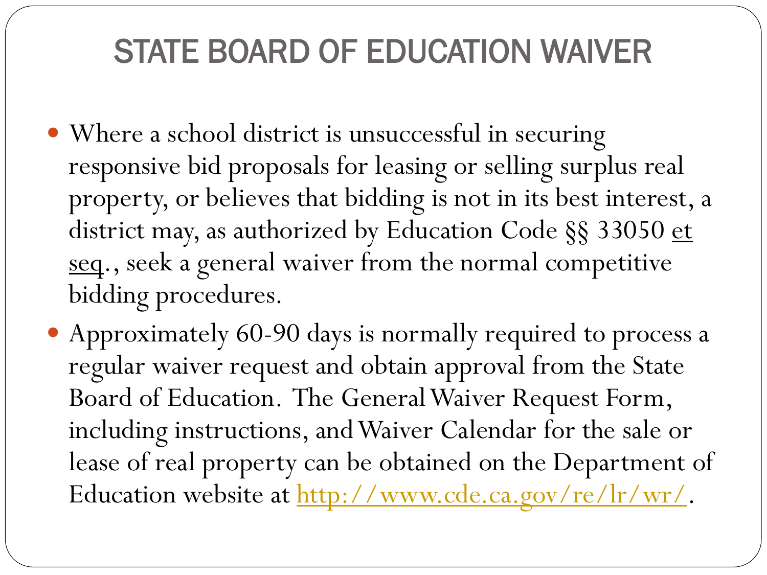# STATE BOARD OF EDUCATION WAIVER

- Where a school district is unsuccessful in securing responsive bid proposals for leasing or selling surplus real property, or believes that bidding is not in its best interest, a district may, as authorized by Education Code §§ 33050 et seq., seek a general waiver from the normal competitive bidding procedures.
- Approximately 60-90 days is normally required to process a regular waiver request and obtain approval from the State Board of Education. The General Waiver Request Form, including instructions, and Waiver Calendar for the sale or lease of real property can be obtained on the Department of Education website at http://www.cde.ca.gov/re/lr/wr/.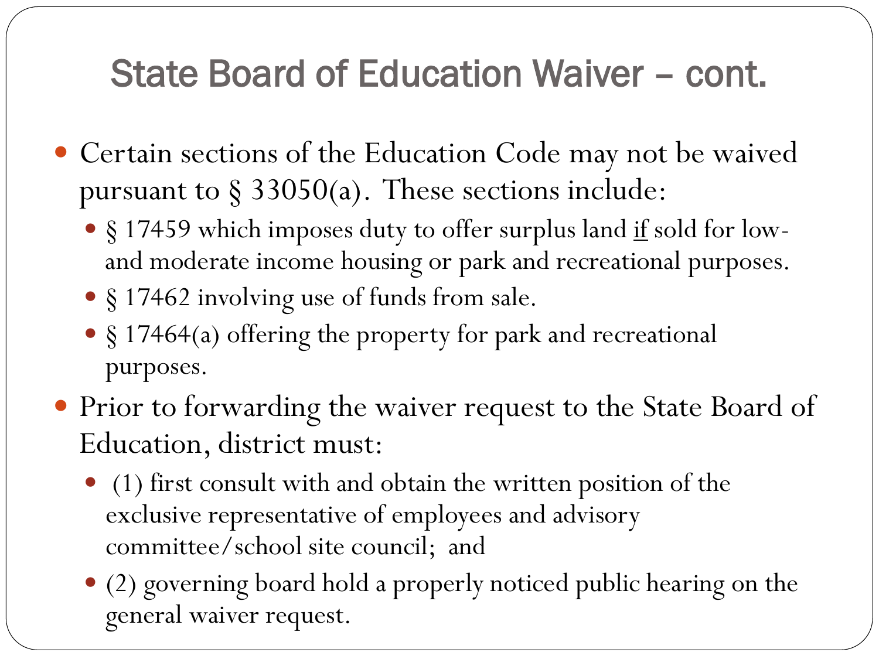# State Board of Education Waiver – cont.

- Certain sections of the Education Code may not be waived pursuant to § 33050(a). These sections include:
  - § 17459 which imposes duty to offer surplus land <u>if</u> sold for low- and moderate income housing or park and recreational purposes.
  - § 17462 involving use of funds from sale.
  - § 17464(a) offering the property for park and recreational purposes.
- Prior to forwarding the waiver request to the State Board of Education, district must:
  - (1) first consult with and obtain the written position of the exclusive representative of employees and advisory committee/school site council; and
  - (2) governing board hold a properly noticed public hearing on the general waiver request.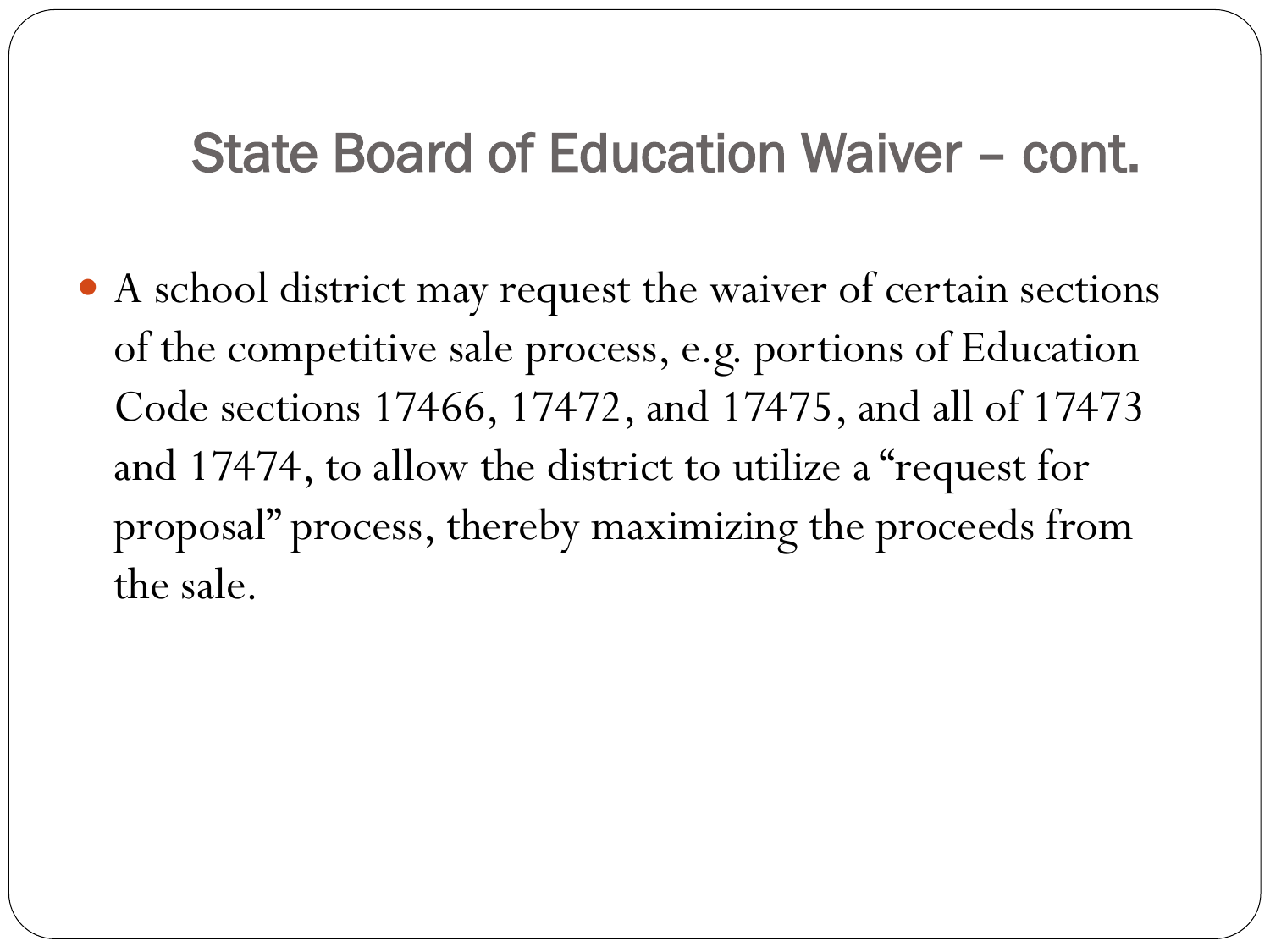## State Board of Education Waiver – cont.

- A school district may request the waiver of certain sections of the competitive sale process, e.g. portions of Education Code sections 17466, 17472, and 17475, and all of 17473 and 17474, to allow the district to utilize a "request for proposal" process, thereby maximizing the proceeds from the sale.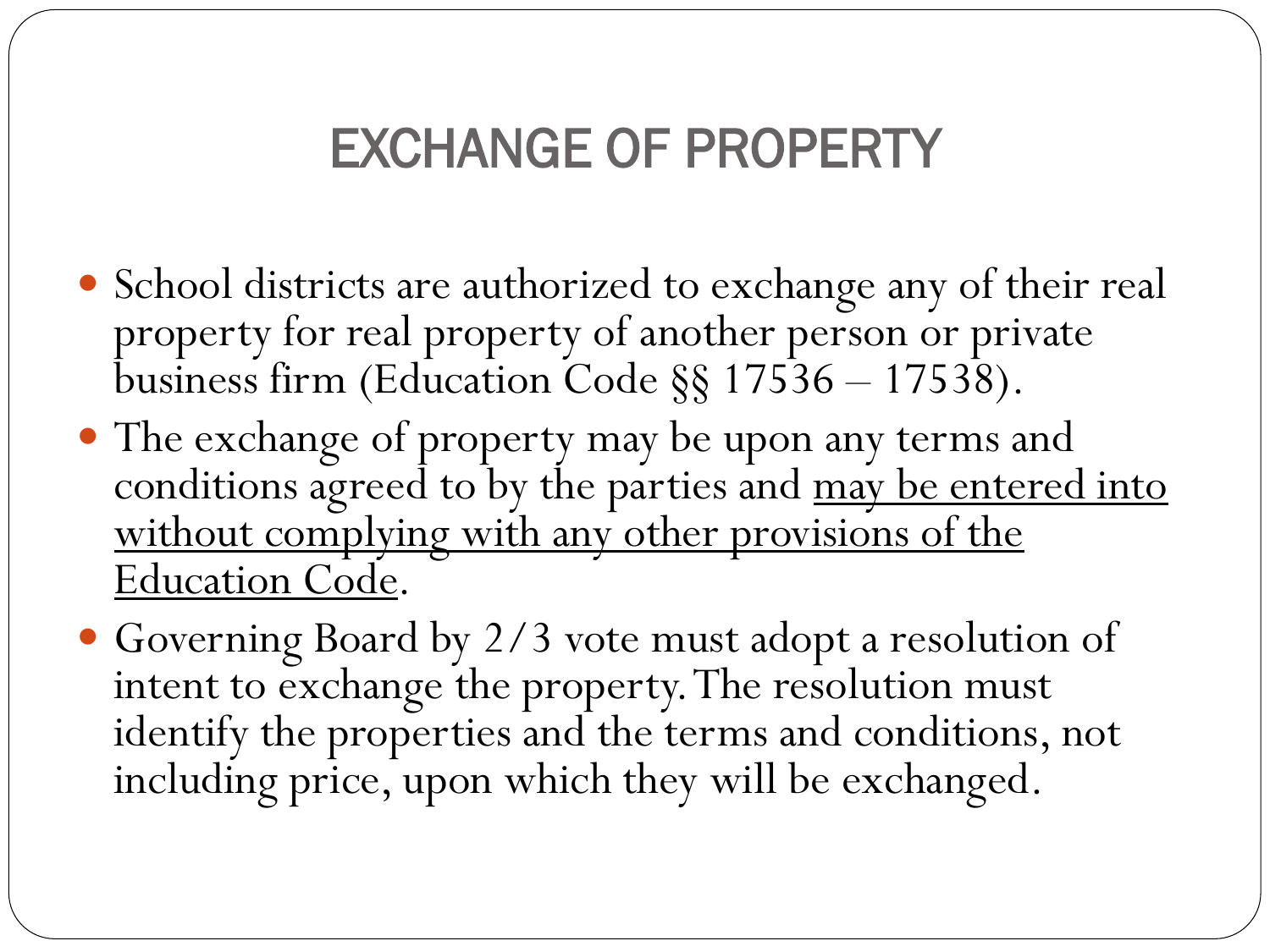# EXCHANGE OF PROPERTY

- School districts are authorized to exchange any of their real property for real property of another person or private business firm (Education Code §§ 17536 – 17538).
- The exchange of property may be upon any terms and conditions agreed to by the parties and <u>may be entered into without complying with any other provisions of the Education Code</u>.
- Governing Board by 2/3 vote must adopt a resolution of intent to exchange the property. The resolution must identify the properties and the terms and conditions, not including price, upon which they will be exchanged.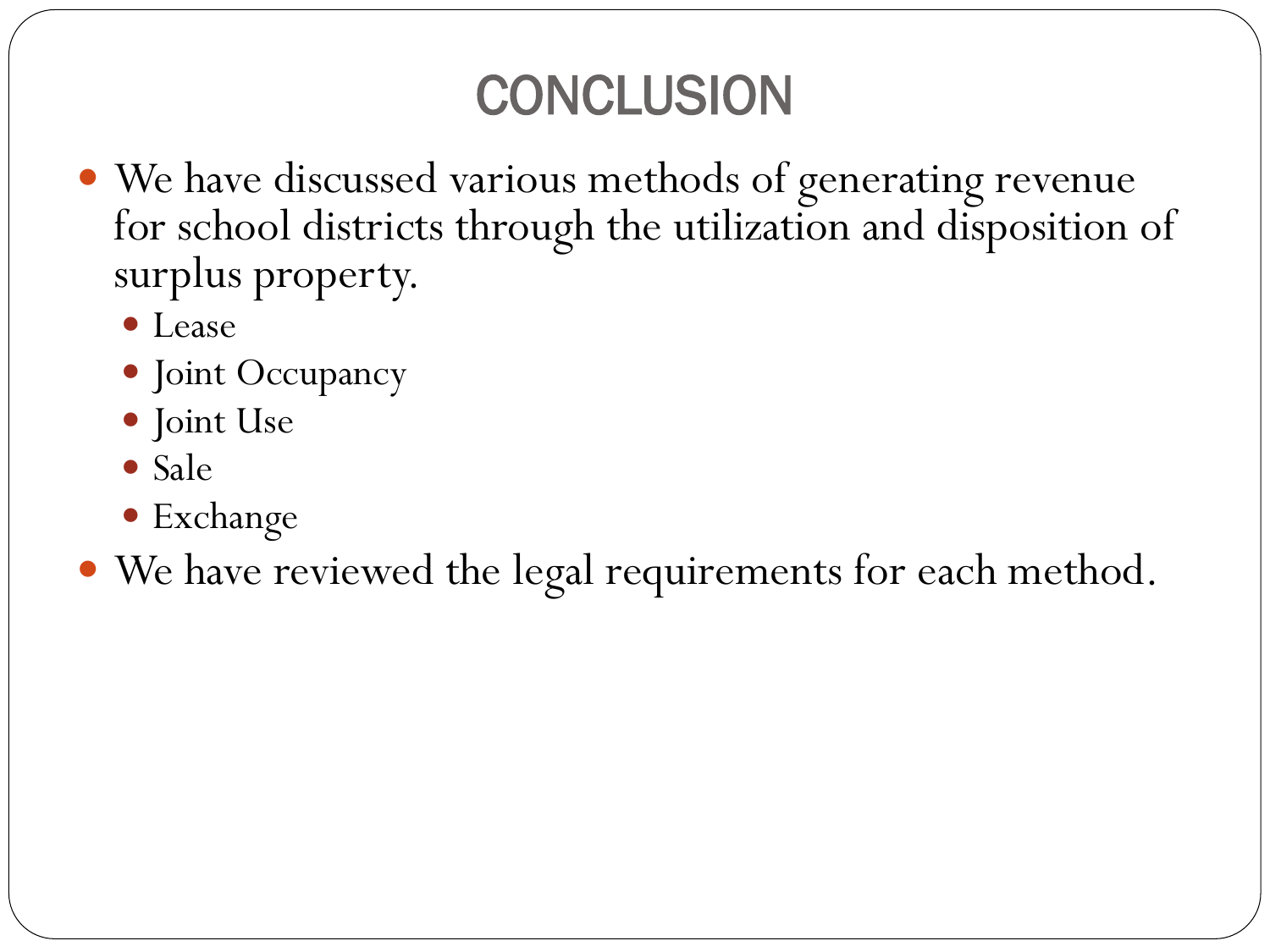# CONCLUSION

- We have discussed various methods of generating revenue for school districts through the utilization and disposition of surplus property.
  - Lease
  - Joint Occupancy
  - Joint Use
  - Sale
  - Exchange
- We have reviewed the legal requirements for each method.